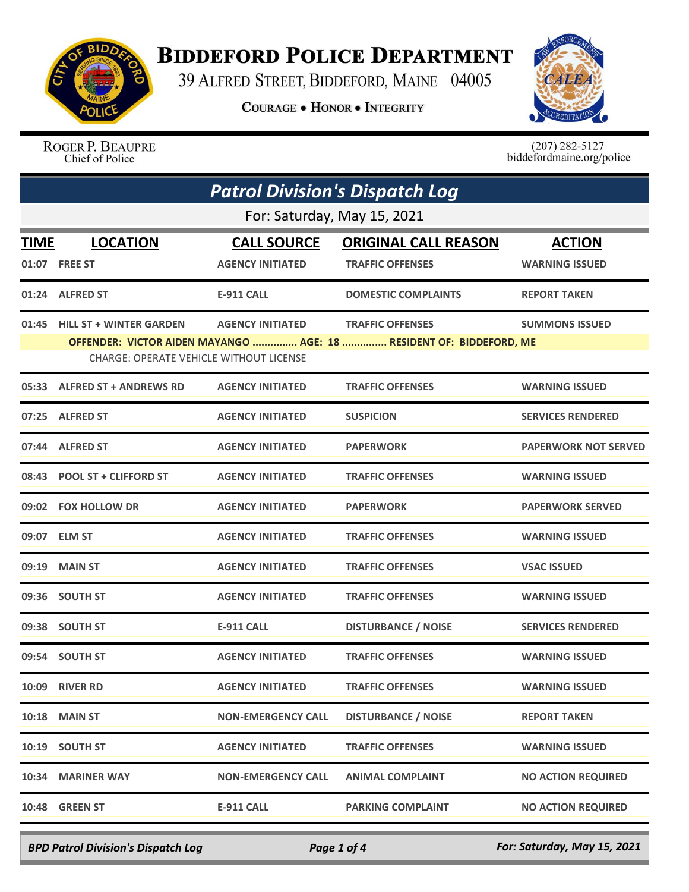# Biddeford Police Department

39 Alfred Street, Biddeford, Maine 04005

**Courage • Honor • Integrity**

Roger P. Beaupre
Chief of Police

(207) 282-5127
biddefordmaine.org/police

## *Patrol Division's Dispatch Log*

For: Saturday, May 15, 2021

| TIME | LOCATION | CALL SOURCE | ORIGINAL CALL REASON | ACTION |
|---|---|---|---|---|
| 01:07 | FREE ST | AGENCY INITIATED | TRAFFIC OFFENSES | WARNING ISSUED |
| 01:24 | ALFRED ST | E-911 CALL | DOMESTIC COMPLAINTS | REPORT TAKEN |
| 01:45 | HILL ST + WINTER GARDEN | AGENCY INITIATED | TRAFFIC OFFENSES | SUMMONS ISSUED |
| | OFFENDER: VICTOR AIDEN MAYANGO ............... AGE: 18 ............... RESIDENT OF: BIDDEFORD, ME<br>CHARGE: OPERATE VEHICLE WITHOUT LICENSE | | | |
| 05:33 | ALFRED ST + ANDREWS RD | AGENCY INITIATED | TRAFFIC OFFENSES | WARNING ISSUED |
| 07:25 | ALFRED ST | AGENCY INITIATED | SUSPICION | SERVICES RENDERED |
| 07:44 | ALFRED ST | AGENCY INITIATED | PAPERWORK | PAPERWORK NOT SERVED |
| 08:43 | POOL ST + CLIFFORD ST | AGENCY INITIATED | TRAFFIC OFFENSES | WARNING ISSUED |
| 09:02 | FOX HOLLOW DR | AGENCY INITIATED | PAPERWORK | PAPERWORK SERVED |
| 09:07 | ELM ST | AGENCY INITIATED | TRAFFIC OFFENSES | WARNING ISSUED |
| 09:19 | MAIN ST | AGENCY INITIATED | TRAFFIC OFFENSES | VSAC ISSUED |
| 09:36 | SOUTH ST | AGENCY INITIATED | TRAFFIC OFFENSES | WARNING ISSUED |
| 09:38 | SOUTH ST | E-911 CALL | DISTURBANCE / NOISE | SERVICES RENDERED |
| 09:54 | SOUTH ST | AGENCY INITIATED | TRAFFIC OFFENSES | WARNING ISSUED |
| 10:09 | RIVER RD | AGENCY INITIATED | TRAFFIC OFFENSES | WARNING ISSUED |
| 10:18 | MAIN ST | NON-EMERGENCY CALL | DISTURBANCE / NOISE | REPORT TAKEN |
| 10:19 | SOUTH ST | AGENCY INITIATED | TRAFFIC OFFENSES | WARNING ISSUED |
| 10:34 | MARINER WAY | NON-EMERGENCY CALL | ANIMAL COMPLAINT | NO ACTION REQUIRED |
| 10:48 | GREEN ST | E-911 CALL | PARKING COMPLAINT | NO ACTION REQUIRED |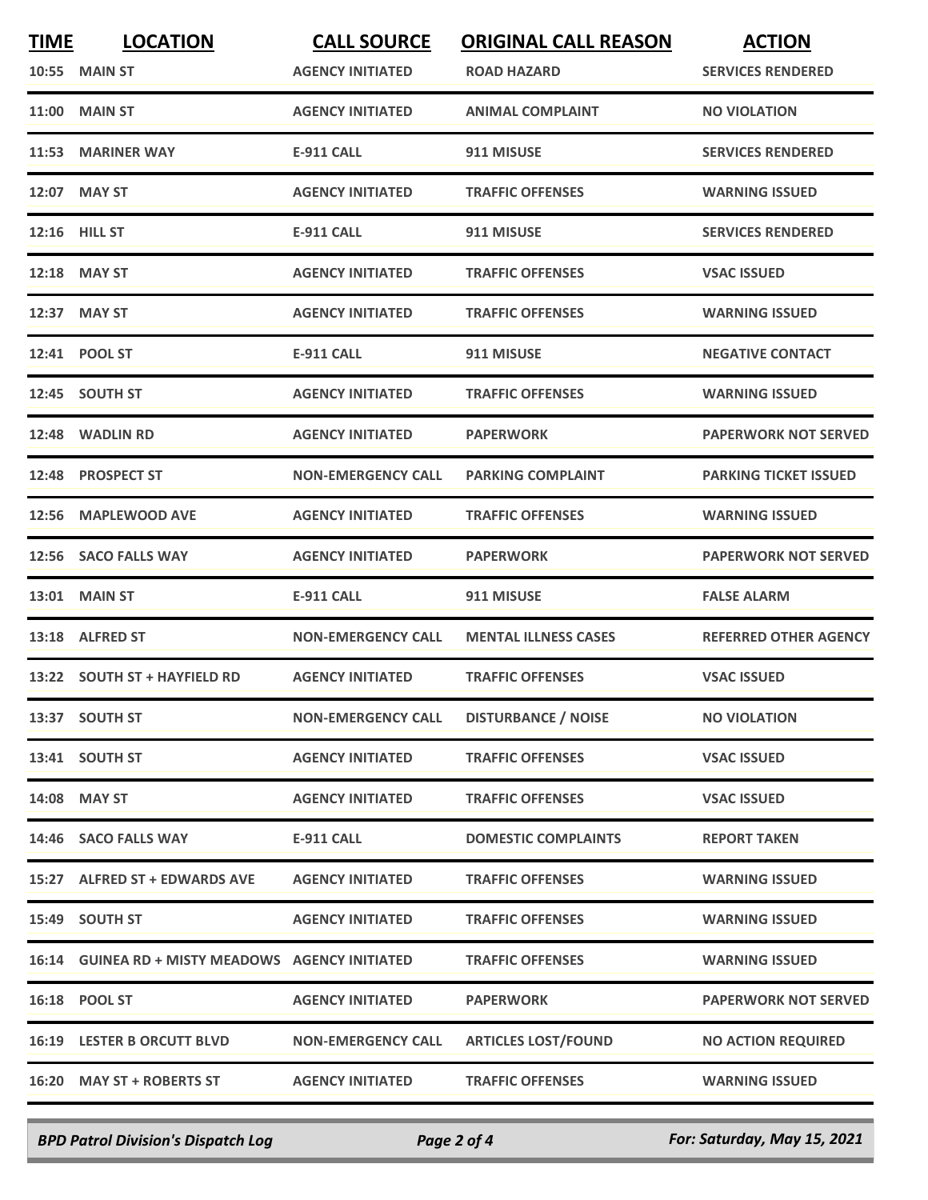| TIME | LOCATION | CALL SOURCE | ORIGINAL CALL REASON | ACTION |
| --- | --- | --- | --- | --- |
| 10:55 | MAIN ST | AGENCY INITIATED | ROAD HAZARD | SERVICES RENDERED |
| 11:00 | MAIN ST | AGENCY INITIATED | ANIMAL COMPLAINT | NO VIOLATION |
| 11:53 | MARINER WAY | E-911 CALL | 911 MISUSE | SERVICES RENDERED |
| 12:07 | MAY ST | AGENCY INITIATED | TRAFFIC OFFENSES | WARNING ISSUED |
| 12:16 | HILL ST | E-911 CALL | 911 MISUSE | SERVICES RENDERED |
| 12:18 | MAY ST | AGENCY INITIATED | TRAFFIC OFFENSES | VSAC ISSUED |
| 12:37 | MAY ST | AGENCY INITIATED | TRAFFIC OFFENSES | WARNING ISSUED |
| 12:41 | POOL ST | E-911 CALL | 911 MISUSE | NEGATIVE CONTACT |
| 12:45 | SOUTH ST | AGENCY INITIATED | TRAFFIC OFFENSES | WARNING ISSUED |
| 12:48 | WADLIN RD | AGENCY INITIATED | PAPERWORK | PAPERWORK NOT SERVED |
| 12:48 | PROSPECT ST | NON-EMERGENCY CALL | PARKING COMPLAINT | PARKING TICKET ISSUED |
| 12:56 | MAPLEWOOD AVE | AGENCY INITIATED | TRAFFIC OFFENSES | WARNING ISSUED |
| 12:56 | SACO FALLS WAY | AGENCY INITIATED | PAPERWORK | PAPERWORK NOT SERVED |
| 13:01 | MAIN ST | E-911 CALL | 911 MISUSE | FALSE ALARM |
| 13:18 | ALFRED ST | NON-EMERGENCY CALL | MENTAL ILLNESS CASES | REFERRED OTHER AGENCY |
| 13:22 | SOUTH ST + HAYFIELD RD | AGENCY INITIATED | TRAFFIC OFFENSES | VSAC ISSUED |
| 13:37 | SOUTH ST | NON-EMERGENCY CALL | DISTURBANCE / NOISE | NO VIOLATION |
| 13:41 | SOUTH ST | AGENCY INITIATED | TRAFFIC OFFENSES | VSAC ISSUED |
| 14:08 | MAY ST | AGENCY INITIATED | TRAFFIC OFFENSES | VSAC ISSUED |
| 14:46 | SACO FALLS WAY | E-911 CALL | DOMESTIC COMPLAINTS | REPORT TAKEN |
| 15:27 | ALFRED ST + EDWARDS AVE | AGENCY INITIATED | TRAFFIC OFFENSES | WARNING ISSUED |
| 15:49 | SOUTH ST | AGENCY INITIATED | TRAFFIC OFFENSES | WARNING ISSUED |
| 16:14 | GUINEA RD + MISTY MEADOWS | AGENCY INITIATED | TRAFFIC OFFENSES | WARNING ISSUED |
| 16:18 | POOL ST | AGENCY INITIATED | PAPERWORK | PAPERWORK NOT SERVED |
| 16:19 | LESTER B ORCUTT BLVD | NON-EMERGENCY CALL | ARTICLES LOST/FOUND | NO ACTION REQUIRED |
| 16:20 | MAY ST + ROBERTS ST | AGENCY INITIATED | TRAFFIC OFFENSES | WARNING ISSUED |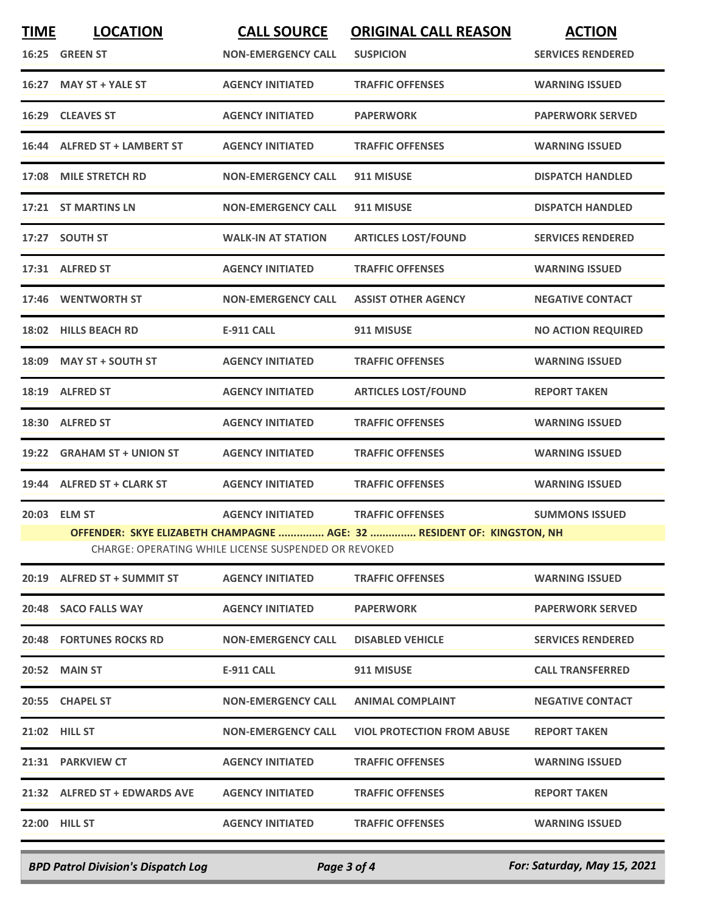| TIME | LOCATION | CALL SOURCE | ORIGINAL CALL REASON | ACTION |
|---|---|---|---|---|
| 16:25 | GREEN ST | NON-EMERGENCY CALL | SUSPICION | SERVICES RENDERED |
| 16:27 | MAY ST + YALE ST | AGENCY INITIATED | TRAFFIC OFFENSES | WARNING ISSUED |
| 16:29 | CLEAVES ST | AGENCY INITIATED | PAPERWORK | PAPERWORK SERVED |
| 16:44 | ALFRED ST + LAMBERT ST | AGENCY INITIATED | TRAFFIC OFFENSES | WARNING ISSUED |
| 17:08 | MILE STRETCH RD | NON-EMERGENCY CALL | 911 MISUSE | DISPATCH HANDLED |
| 17:21 | ST MARTINS LN | NON-EMERGENCY CALL | 911 MISUSE | DISPATCH HANDLED |
| 17:27 | SOUTH ST | WALK-IN AT STATION | ARTICLES LOST/FOUND | SERVICES RENDERED |
| 17:31 | ALFRED ST | AGENCY INITIATED | TRAFFIC OFFENSES | WARNING ISSUED |
| 17:46 | WENTWORTH ST | NON-EMERGENCY CALL | ASSIST OTHER AGENCY | NEGATIVE CONTACT |
| 18:02 | HILLS BEACH RD | E-911 CALL | 911 MISUSE | NO ACTION REQUIRED |
| 18:09 | MAY ST + SOUTH ST | AGENCY INITIATED | TRAFFIC OFFENSES | WARNING ISSUED |
| 18:19 | ALFRED ST | AGENCY INITIATED | ARTICLES LOST/FOUND | REPORT TAKEN |
| 18:30 | ALFRED ST | AGENCY INITIATED | TRAFFIC OFFENSES | WARNING ISSUED |
| 19:22 | GRAHAM ST + UNION ST | AGENCY INITIATED | TRAFFIC OFFENSES | WARNING ISSUED |
| 19:44 | ALFRED ST + CLARK ST | AGENCY INITIATED | TRAFFIC OFFENSES | WARNING ISSUED |
| 20:03 | ELM ST | AGENCY INITIATED | TRAFFIC OFFENSES | SUMMONS ISSUED |
| | OFFENDER: SKYE ELIZABETH CHAMPAGNE ............... AGE: 32 ............... RESIDENT OF: KINGSTON, NH | | | |
| | CHARGE: OPERATING WHILE LICENSE SUSPENDED OR REVOKED | | | |
| 20:19 | ALFRED ST + SUMMIT ST | AGENCY INITIATED | TRAFFIC OFFENSES | WARNING ISSUED |
| 20:48 | SACO FALLS WAY | AGENCY INITIATED | PAPERWORK | PAPERWORK SERVED |
| 20:48 | FORTUNES ROCKS RD | NON-EMERGENCY CALL | DISABLED VEHICLE | SERVICES RENDERED |
| 20:52 | MAIN ST | E-911 CALL | 911 MISUSE | CALL TRANSFERRED |
| 20:55 | CHAPEL ST | NON-EMERGENCY CALL | ANIMAL COMPLAINT | NEGATIVE CONTACT |
| 21:02 | HILL ST | NON-EMERGENCY CALL | VIOL PROTECTION FROM ABUSE | REPORT TAKEN |
| 21:31 | PARKVIEW CT | AGENCY INITIATED | TRAFFIC OFFENSES | WARNING ISSUED |
| 21:32 | ALFRED ST + EDWARDS AVE | AGENCY INITIATED | TRAFFIC OFFENSES | REPORT TAKEN |
| 22:00 | HILL ST | AGENCY INITIATED | TRAFFIC OFFENSES | WARNING ISSUED |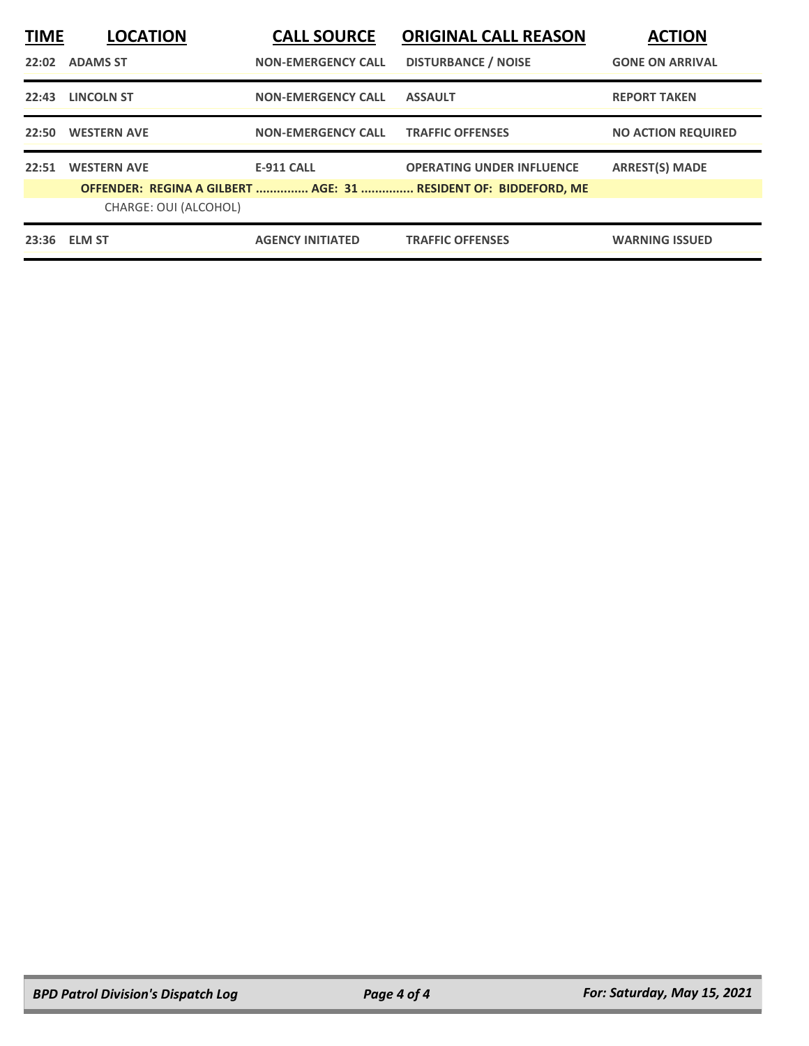| TIME | LOCATION | CALL SOURCE | ORIGINAL CALL REASON | ACTION |
|---|---|---|---|---|
| 22:02 | ADAMS ST | NON-EMERGENCY CALL | DISTURBANCE / NOISE | GONE ON ARRIVAL |
| 22:43 | LINCOLN ST | NON-EMERGENCY CALL | ASSAULT | REPORT TAKEN |
| 22:50 | WESTERN AVE | NON-EMERGENCY CALL | TRAFFIC OFFENSES | NO ACTION REQUIRED |
| 22:51 | WESTERN AVE | E-911 CALL | OPERATING UNDER INFLUENCE | ARREST(S) MADE |
| | OFFENDER: REGINA A GILBERT ............... AGE: 31 ............... RESIDENT OF: BIDDEFORD, ME | | | |
| | CHARGE: OUI (ALCOHOL) | | | |
| 23:36 | ELM ST | AGENCY INITIATED | TRAFFIC OFFENSES | WARNING ISSUED |